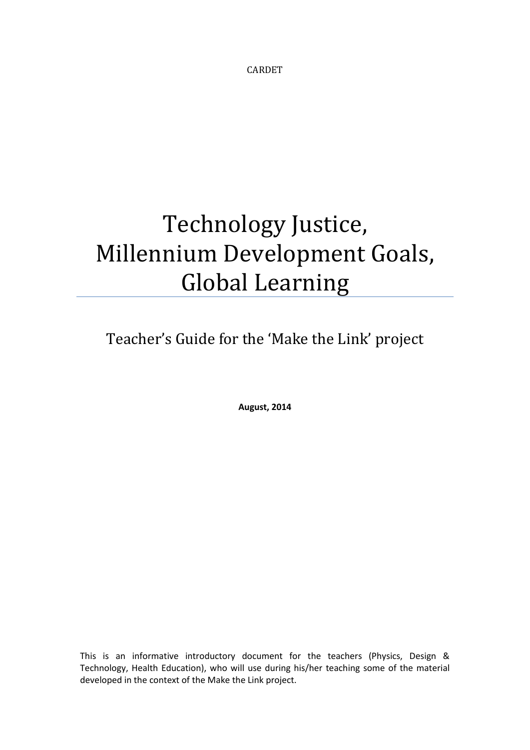CARDET

# Technology Justice, Millennium Development Goals, Global Learning

## Teacher's Guide for the 'Make the Link' project

**August, 2014**

This is an informative introductory document for the teachers (Physics, Design & Technology, Health Education), who will use during his/her teaching some of the material developed in the context of the Make the Link project.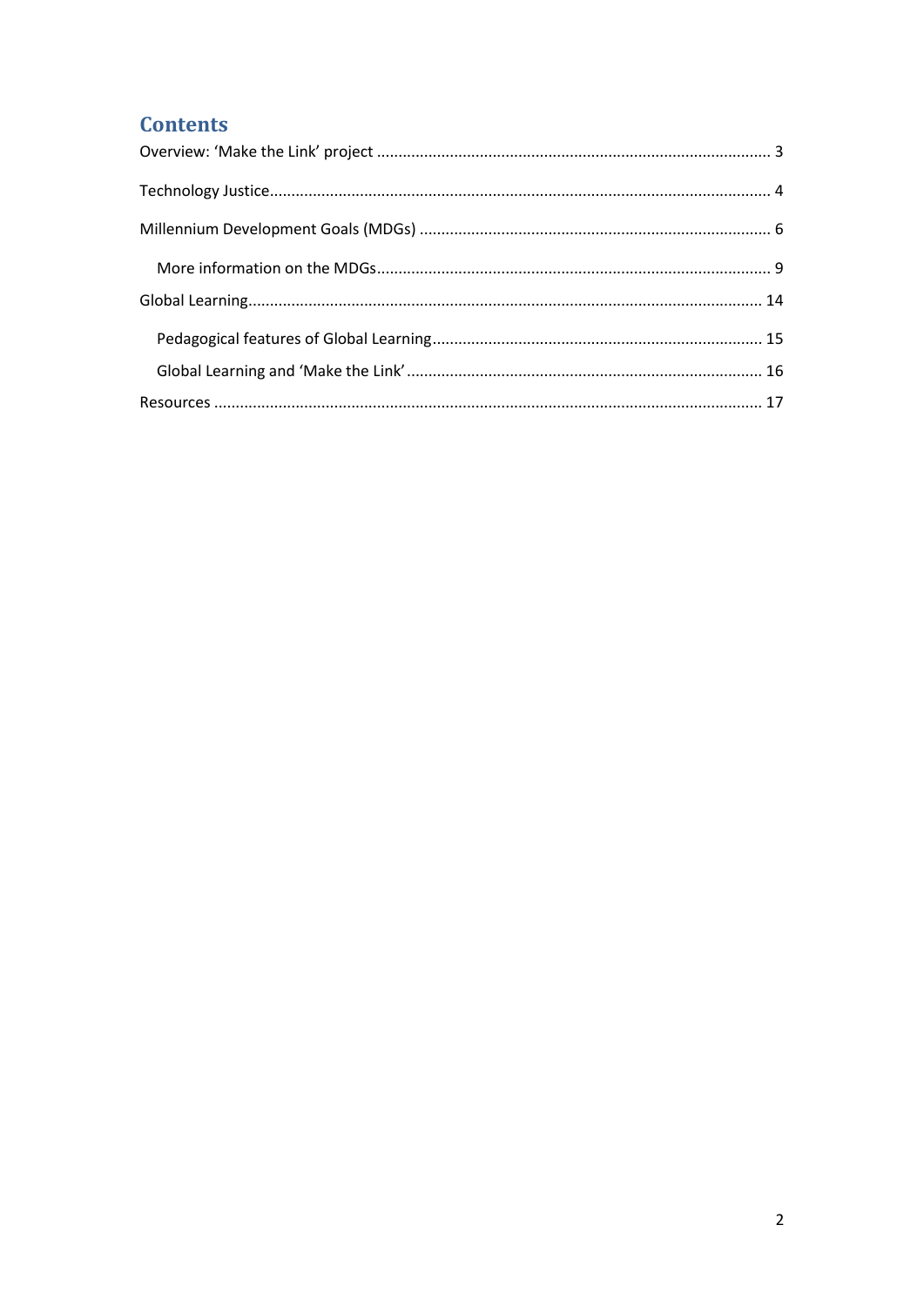# Contents

- Overview: 'Make the Link' project ... 3
- Technology Justice ... 4
- Millennium Development Goals (MDGs) ... 6
  - More information on the MDGs ... 9
- Global Learning ... 14
  - Pedagogical features of Global Learning ... 15
  - Global Learning and 'Make the Link' ... 16
- Resources ... 17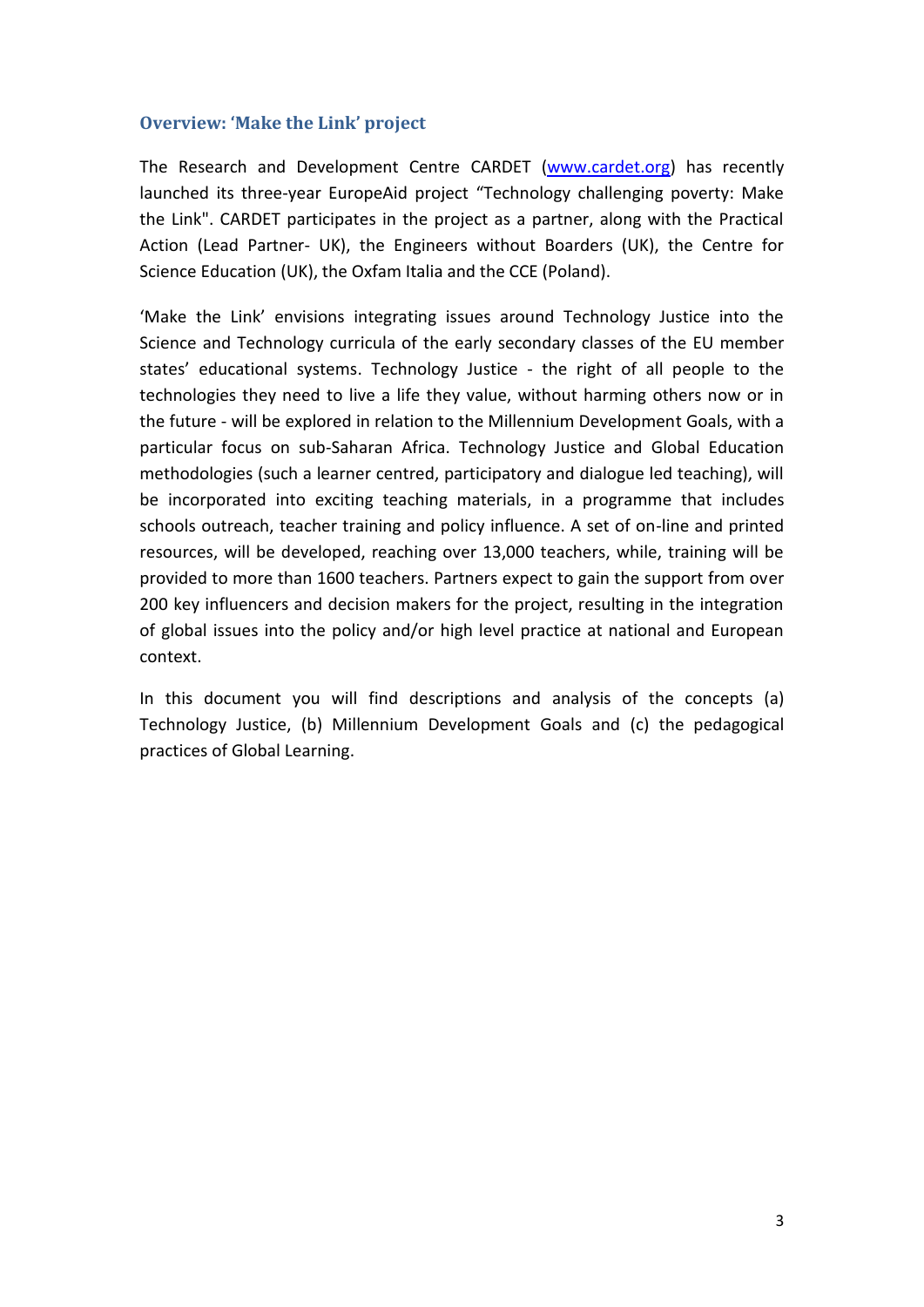## Overview: 'Make the Link' project

The Research and Development Centre CARDET ([www.cardet.org](http://www.cardet.org)) has recently launched its three-year EuropeAid project "Technology challenging poverty: Make the Link". CARDET participates in the project as a partner, along with the Practical Action (Lead Partner- UK), the Engineers without Boarders (UK), the Centre for Science Education (UK), the Oxfam Italia and the CCE (Poland).

'Make the Link' envisions integrating issues around Technology Justice into the Science and Technology curricula of the early secondary classes of the EU member states' educational systems. Technology Justice - the right of all people to the technologies they need to live a life they value, without harming others now or in the future - will be explored in relation to the Millennium Development Goals, with a particular focus on sub-Saharan Africa. Technology Justice and Global Education methodologies (such a learner centred, participatory and dialogue led teaching), will be incorporated into exciting teaching materials, in a programme that includes schools outreach, teacher training and policy influence. A set of on-line and printed resources, will be developed, reaching over 13,000 teachers, while, training will be provided to more than 1600 teachers. Partners expect to gain the support from over 200 key influencers and decision makers for the project, resulting in the integration of global issues into the policy and/or high level practice at national and European context.

In this document you will find descriptions and analysis of the concepts (a) Technology Justice, (b) Millennium Development Goals and (c) the pedagogical practices of Global Learning.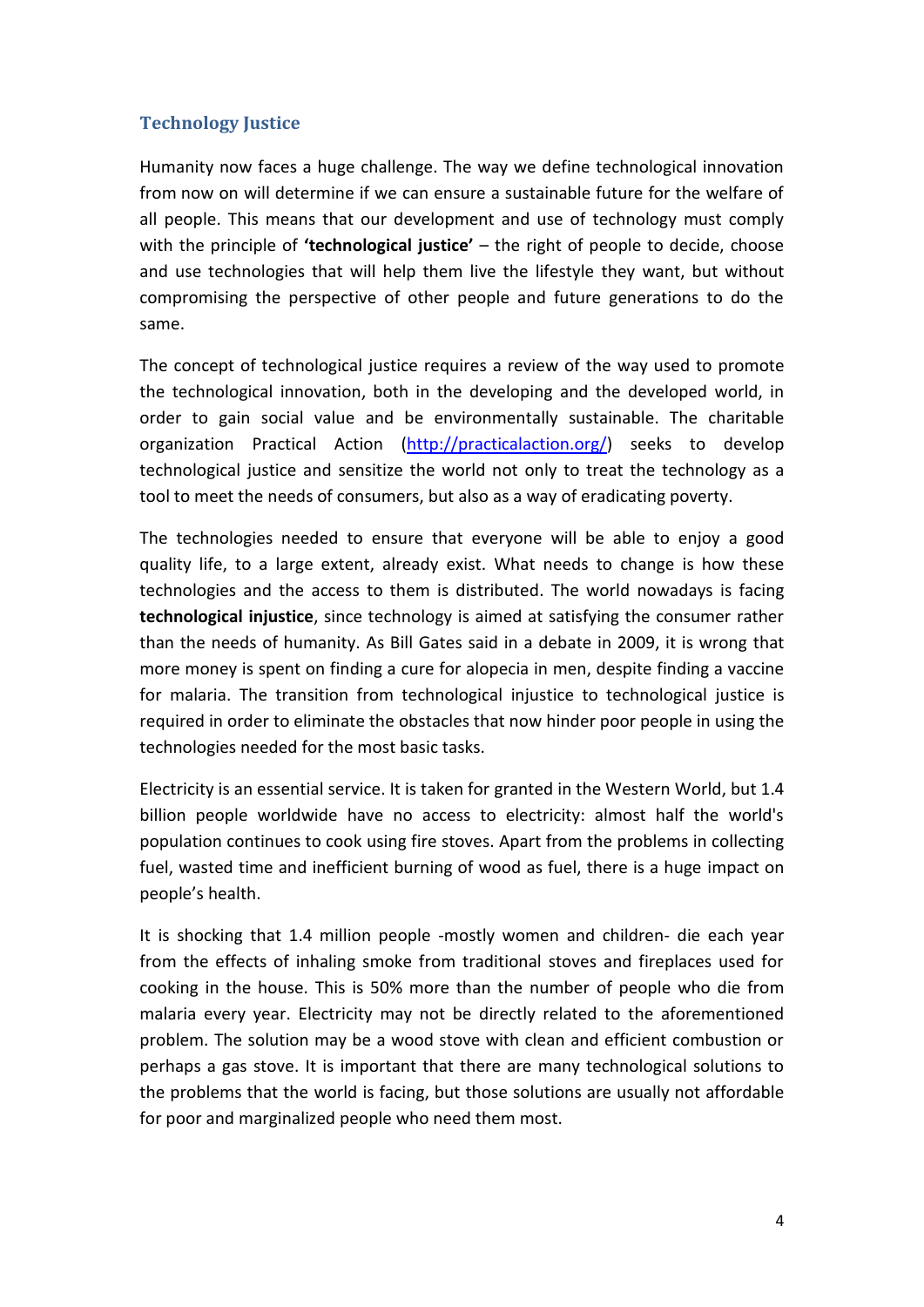## Technology Justice

Humanity now faces a huge challenge. The way we define technological innovation from now on will determine if we can ensure a sustainable future for the welfare of all people. This means that our development and use of technology must comply with the principle of **'technological justice'** – the right of people to decide, choose and use technologies that will help them live the lifestyle they want, but without compromising the perspective of other people and future generations to do the same.

The concept of technological justice requires a review of the way used to promote the technological innovation, both in the developing and the developed world, in order to gain social value and be environmentally sustainable. The charitable organization Practical Action (http://practicalaction.org/) seeks to develop technological justice and sensitize the world not only to treat the technology as a tool to meet the needs of consumers, but also as a way of eradicating poverty.

The technologies needed to ensure that everyone will be able to enjoy a good quality life, to a large extent, already exist. What needs to change is how these technologies and the access to them is distributed. The world nowadays is facing **technological injustice**, since technology is aimed at satisfying the consumer rather than the needs of humanity. As Bill Gates said in a debate in 2009, it is wrong that more money is spent on finding a cure for alopecia in men, despite finding a vaccine for malaria. The transition from technological injustice to technological justice is required in order to eliminate the obstacles that now hinder poor people in using the technologies needed for the most basic tasks.

Electricity is an essential service. It is taken for granted in the Western World, but 1.4 billion people worldwide have no access to electricity: almost half the world's population continues to cook using fire stoves. Apart from the problems in collecting fuel, wasted time and inefficient burning of wood as fuel, there is a huge impact on people's health.

It is shocking that 1.4 million people -mostly women and children- die each year from the effects of inhaling smoke from traditional stoves and fireplaces used for cooking in the house. This is 50% more than the number of people who die from malaria every year. Electricity may not be directly related to the aforementioned problem. The solution may be a wood stove with clean and efficient combustion or perhaps a gas stove. It is important that there are many technological solutions to the problems that the world is facing, but those solutions are usually not affordable for poor and marginalized people who need them most.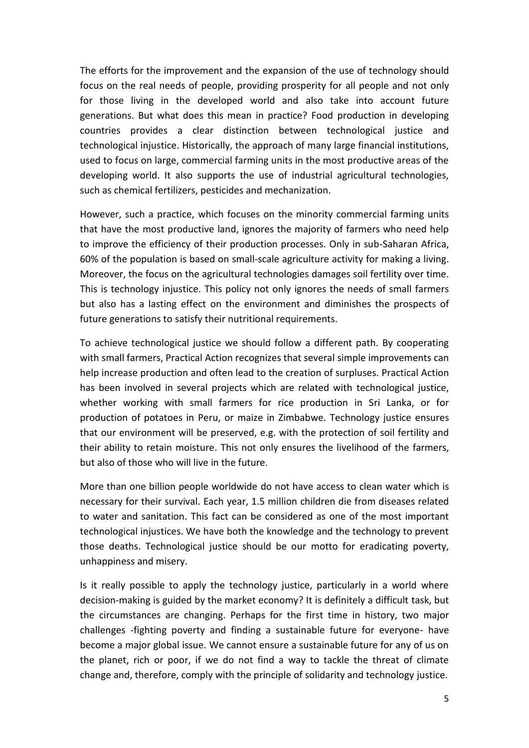The efforts for the improvement and the expansion of the use of technology should focus on the real needs of people, providing prosperity for all people and not only for those living in the developed world and also take into account future generations. But what does this mean in practice? Food production in developing countries provides a clear distinction between technological justice and technological injustice. Historically, the approach of many large financial institutions, used to focus on large, commercial farming units in the most productive areas of the developing world. It also supports the use of industrial agricultural technologies, such as chemical fertilizers, pesticides and mechanization.

However, such a practice, which focuses on the minority commercial farming units that have the most productive land, ignores the majority of farmers who need help to improve the efficiency of their production processes. Only in sub-Saharan Africa, 60% of the population is based on small-scale agriculture activity for making a living. Moreover, the focus on the agricultural technologies damages soil fertility over time. This is technology injustice. This policy not only ignores the needs of small farmers but also has a lasting effect on the environment and diminishes the prospects of future generations to satisfy their nutritional requirements.

To achieve technological justice we should follow a different path. By cooperating with small farmers, Practical Action recognizes that several simple improvements can help increase production and often lead to the creation of surpluses. Practical Action has been involved in several projects which are related with technological justice, whether working with small farmers for rice production in Sri Lanka, or for production of potatoes in Peru, or maize in Zimbabwe. Technology justice ensures that our environment will be preserved, e.g. with the protection of soil fertility and their ability to retain moisture. This not only ensures the livelihood of the farmers, but also of those who will live in the future.

More than one billion people worldwide do not have access to clean water which is necessary for their survival. Each year, 1.5 million children die from diseases related to water and sanitation. This fact can be considered as one of the most important technological injustices. We have both the knowledge and the technology to prevent those deaths. Technological justice should be our motto for eradicating poverty, unhappiness and misery.

Is it really possible to apply the technology justice, particularly in a world where decision-making is guided by the market economy? It is definitely a difficult task, but the circumstances are changing. Perhaps for the first time in history, two major challenges -fighting poverty and finding a sustainable future for everyone- have become a major global issue. We cannot ensure a sustainable future for any of us on the planet, rich or poor, if we do not find a way to tackle the threat of climate change and, therefore, comply with the principle of solidarity and technology justice.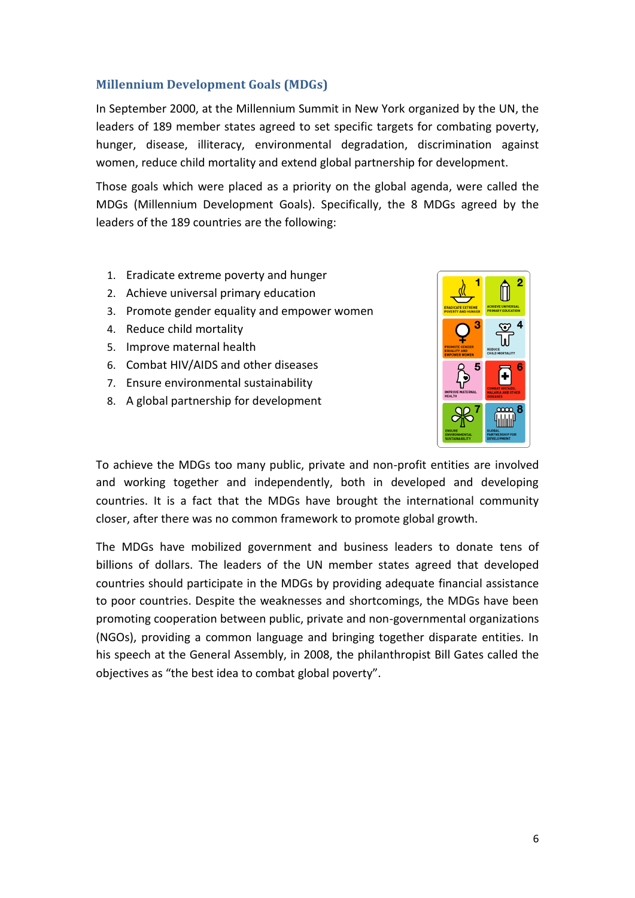## Millennium Development Goals (MDGs)

In September 2000, at the Millennium Summit in New York organized by the UN, the leaders of 189 member states agreed to set specific targets for combating poverty, hunger, disease, illiteracy, environmental degradation, discrimination against women, reduce child mortality and extend global partnership for development.

Those goals which were placed as a priority on the global agenda, were called the MDGs (Millennium Development Goals). Specifically, the 8 MDGs agreed by the leaders of the 189 countries are the following:

1. Eradicate extreme poverty and hunger
2. Achieve universal primary education
3. Promote gender equality and empower women
4. Reduce child mortality
5. Improve maternal health
6. Combat HIV/AIDS and other diseases
7. Ensure environmental sustainability
8. A global partnership for development

To achieve the MDGs too many public, private and non-profit entities are involved and working together and independently, both in developed and developing countries. It is a fact that the MDGs have brought the international community closer, after there was no common framework to promote global growth.

The MDGs have mobilized government and business leaders to donate tens of billions of dollars. The leaders of the UN member states agreed that developed countries should participate in the MDGs by providing adequate financial assistance to poor countries. Despite the weaknesses and shortcomings, the MDGs have been promoting cooperation between public, private and non-governmental organizations (NGOs), providing a common language and bringing together disparate entities. In his speech at the General Assembly, in 2008, the philanthropist Bill Gates called the objectives as "the best idea to combat global poverty".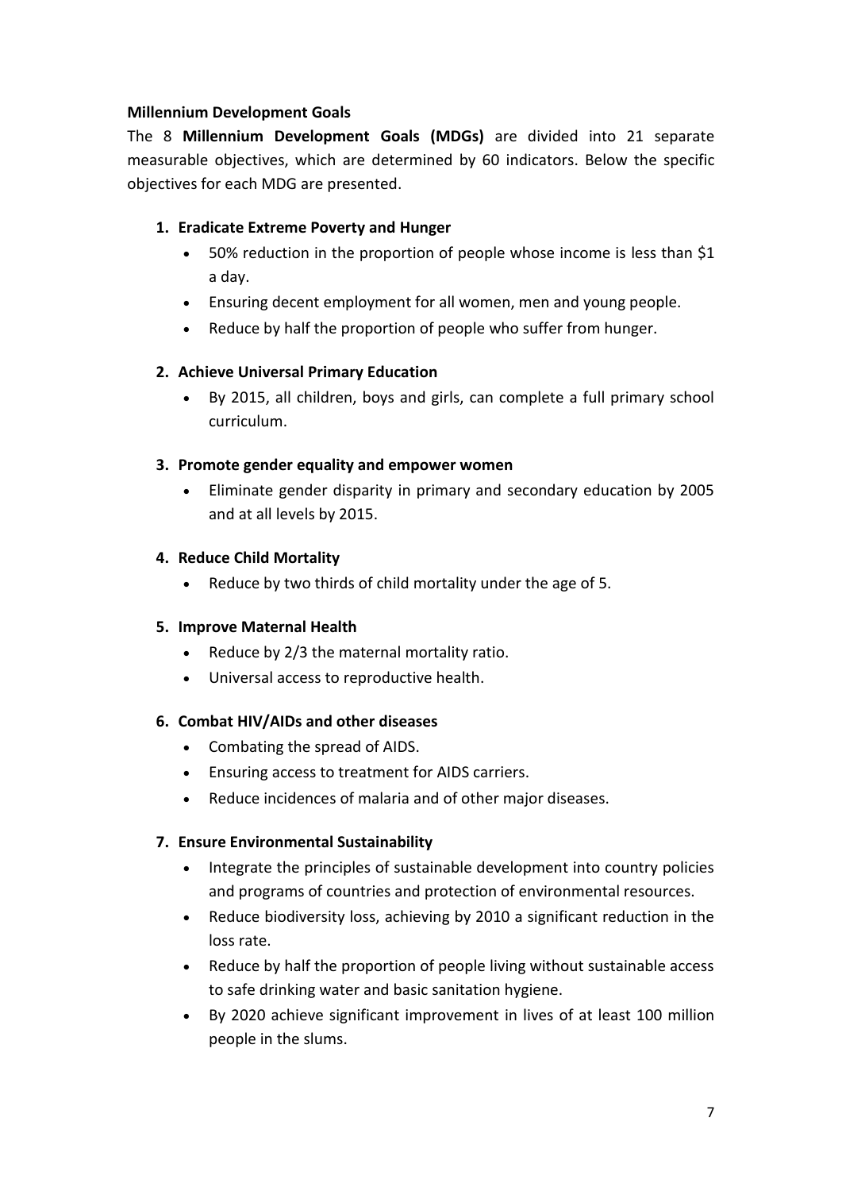**Millennium Development Goals**

The 8 **Millennium Development Goals (MDGs)** are divided into 21 separate measurable objectives, which are determined by 60 indicators. Below the specific objectives for each MDG are presented.

1. **Eradicate Extreme Poverty and Hunger**
   - 50% reduction in the proportion of people whose income is less than $1 a day.
   - Ensuring decent employment for all women, men and young people.
   - Reduce by half the proportion of people who suffer from hunger.

2. **Achieve Universal Primary Education**
   - By 2015, all children, boys and girls, can complete a full primary school curriculum.

3. **Promote gender equality and empower women**
   - Eliminate gender disparity in primary and secondary education by 2005 and at all levels by 2015.

4. **Reduce Child Mortality**
   - Reduce by two thirds of child mortality under the age of 5.

5. **Improve Maternal Health**
   - Reduce by 2/3 the maternal mortality ratio.
   - Universal access to reproductive health.

6. **Combat HIV/AIDs and other diseases**
   - Combating the spread of AIDS.
   - Ensuring access to treatment for AIDS carriers.
   - Reduce incidences of malaria and of other major diseases.

7. **Ensure Environmental Sustainability**
   - Integrate the principles of sustainable development into country policies and programs of countries and protection of environmental resources.
   - Reduce biodiversity loss, achieving by 2010 a significant reduction in the loss rate.
   - Reduce by half the proportion of people living without sustainable access to safe drinking water and basic sanitation hygiene.
   - By 2020 achieve significant improvement in lives of at least 100 million people in the slums.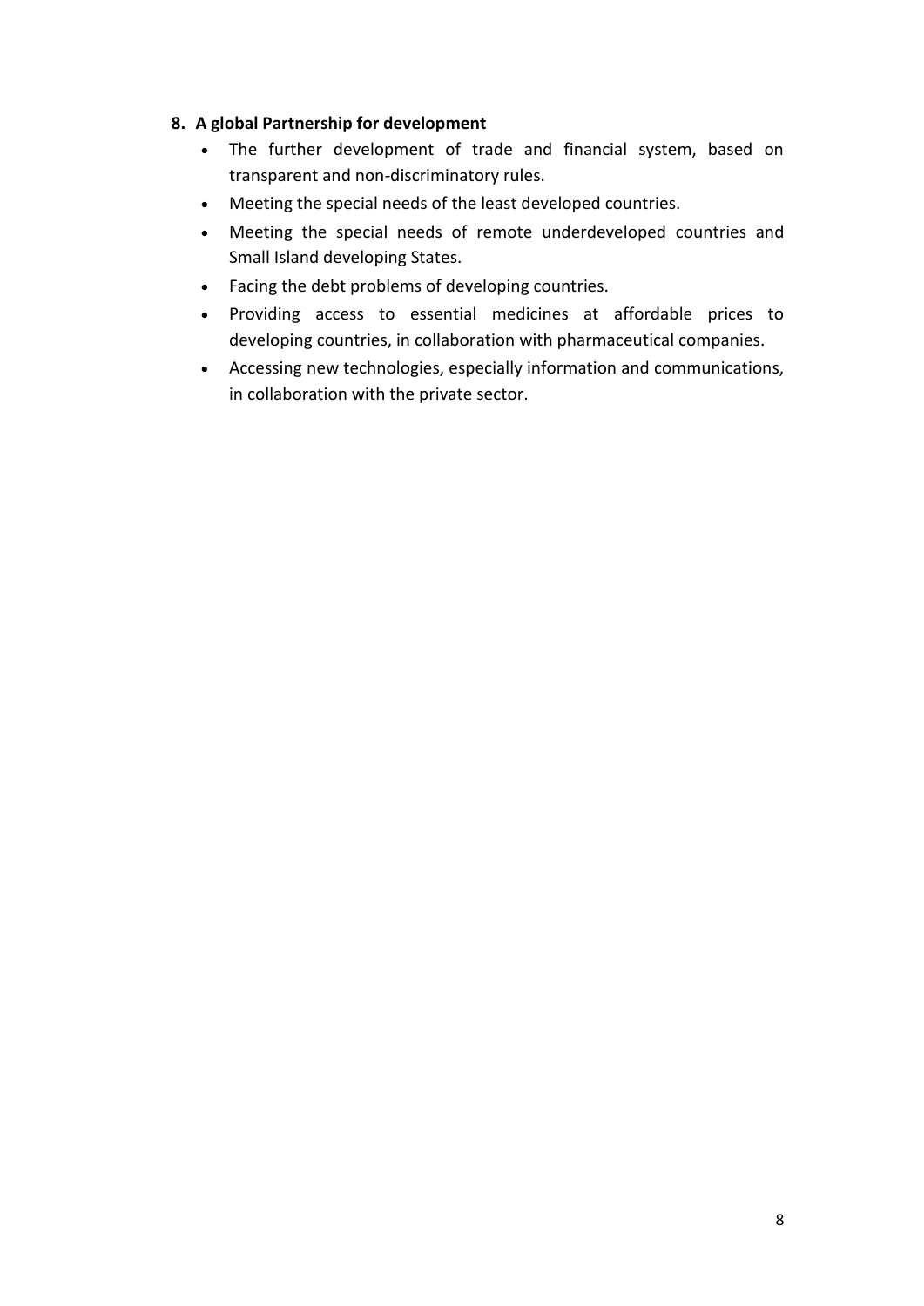**8. A global Partnership for development**

- The further development of trade and financial system, based on transparent and non-discriminatory rules.
- Meeting the special needs of the least developed countries.
- Meeting the special needs of remote underdeveloped countries and Small Island developing States.
- Facing the debt problems of developing countries.
- Providing access to essential medicines at affordable prices to developing countries, in collaboration with pharmaceutical companies.
- Accessing new technologies, especially information and communications, in collaboration with the private sector.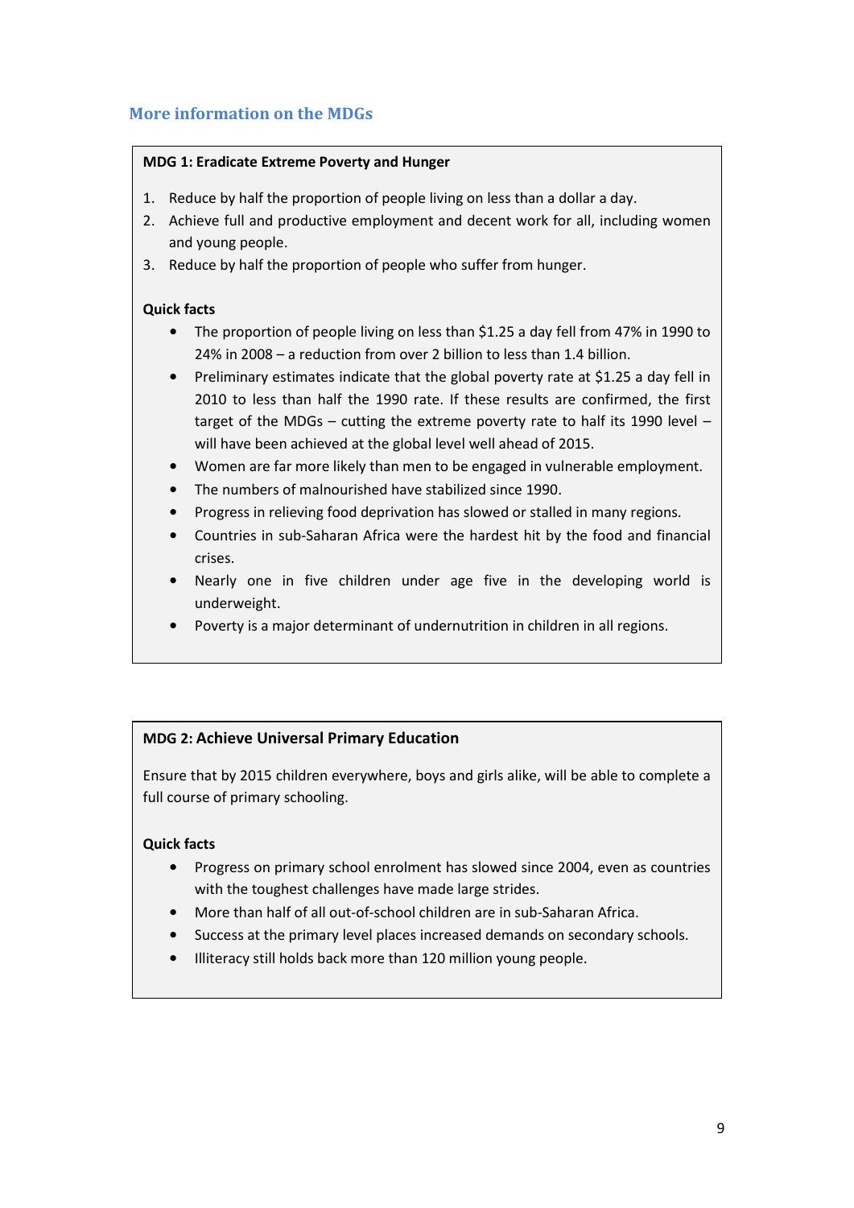## More information on the MDGs

**MDG 1: Eradicate Extreme Poverty and Hunger**

1. Reduce by half the proportion of people living on less than a dollar a day.
2. Achieve full and productive employment and decent work for all, including women and young people.
3. Reduce by half the proportion of people who suffer from hunger.

**Quick facts**

- The proportion of people living on less than $1.25 a day fell from 47% in 1990 to 24% in 2008 – a reduction from over 2 billion to less than 1.4 billion.
- Preliminary estimates indicate that the global poverty rate at $1.25 a day fell in 2010 to less than half the 1990 rate. If these results are confirmed, the first target of the MDGs – cutting the extreme poverty rate to half its 1990 level – will have been achieved at the global level well ahead of 2015.
- Women are far more likely than men to be engaged in vulnerable employment.
- The numbers of malnourished have stabilized since 1990.
- Progress in relieving food deprivation has slowed or stalled in many regions.
- Countries in sub-Saharan Africa were the hardest hit by the food and financial crises.
- Nearly one in five children under age five in the developing world is underweight.
- Poverty is a major determinant of undernutrition in children in all regions.

**MDG 2: Achieve Universal Primary Education**

Ensure that by 2015 children everywhere, boys and girls alike, will be able to complete a full course of primary schooling.

**Quick facts**

- Progress on primary school enrolment has slowed since 2004, even as countries with the toughest challenges have made large strides.
- More than half of all out-of-school children are in sub-Saharan Africa.
- Success at the primary level places increased demands on secondary schools.
- Illiteracy still holds back more than 120 million young people.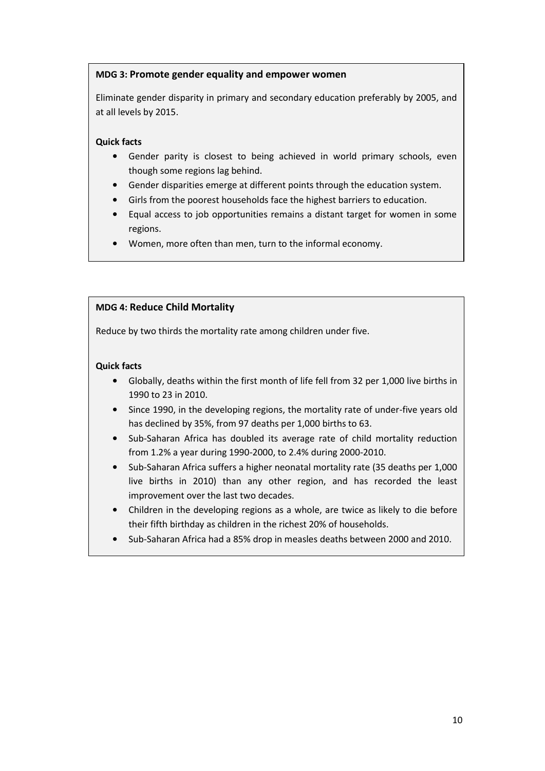**MDG 3: Promote gender equality and empower women**

Eliminate gender disparity in primary and secondary education preferably by 2005, and at all levels by 2015.

**Quick facts**

- Gender parity is closest to being achieved in world primary schools, even though some regions lag behind.
- Gender disparities emerge at different points through the education system.
- Girls from the poorest households face the highest barriers to education.
- Equal access to job opportunities remains a distant target for women in some regions.
- Women, more often than men, turn to the informal economy.

**MDG 4: Reduce Child Mortality**

Reduce by two thirds the mortality rate among children under five.

**Quick facts**

- Globally, deaths within the first month of life fell from 32 per 1,000 live births in 1990 to 23 in 2010.
- Since 1990, in the developing regions, the mortality rate of under-five years old has declined by 35%, from 97 deaths per 1,000 births to 63.
- Sub-Saharan Africa has doubled its average rate of child mortality reduction from 1.2% a year during 1990-2000, to 2.4% during 2000-2010.
- Sub-Saharan Africa suffers a higher neonatal mortality rate (35 deaths per 1,000 live births in 2010) than any other region, and has recorded the least improvement over the last two decades.
- Children in the developing regions as a whole, are twice as likely to die before their fifth birthday as children in the richest 20% of households.
- Sub-Saharan Africa had a 85% drop in measles deaths between 2000 and 2010.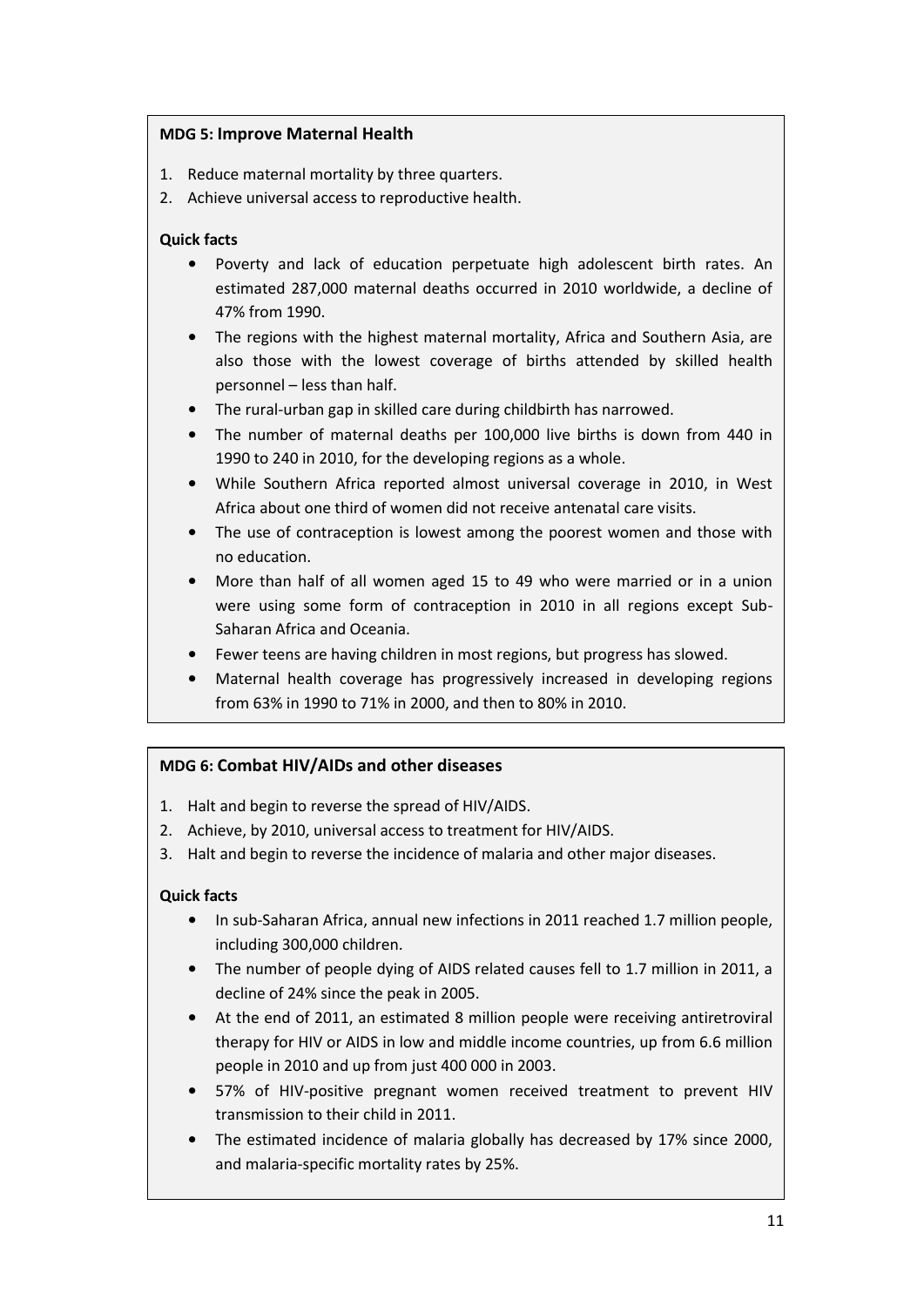**MDG 5: Improve Maternal Health**

1. Reduce maternal mortality by three quarters.
2. Achieve universal access to reproductive health.

**Quick facts**

- Poverty and lack of education perpetuate high adolescent birth rates. An estimated 287,000 maternal deaths occurred in 2010 worldwide, a decline of 47% from 1990.
- The regions with the highest maternal mortality, Africa and Southern Asia, are also those with the lowest coverage of births attended by skilled health personnel – less than half.
- The rural-urban gap in skilled care during childbirth has narrowed.
- The number of maternal deaths per 100,000 live births is down from 440 in 1990 to 240 in 2010, for the developing regions as a whole.
- While Southern Africa reported almost universal coverage in 2010, in West Africa about one third of women did not receive antenatal care visits.
- The use of contraception is lowest among the poorest women and those with no education.
- More than half of all women aged 15 to 49 who were married or in a union were using some form of contraception in 2010 in all regions except Sub-Saharan Africa and Oceania.
- Fewer teens are having children in most regions, but progress has slowed.
- Maternal health coverage has progressively increased in developing regions from 63% in 1990 to 71% in 2000, and then to 80% in 2010.

**MDG 6: Combat HIV/AIDs and other diseases**

1. Halt and begin to reverse the spread of HIV/AIDS.
2. Achieve, by 2010, universal access to treatment for HIV/AIDS.
3. Halt and begin to reverse the incidence of malaria and other major diseases.

**Quick facts**

- In sub-Saharan Africa, annual new infections in 2011 reached 1.7 million people, including 300,000 children.
- The number of people dying of AIDS related causes fell to 1.7 million in 2011, a decline of 24% since the peak in 2005.
- At the end of 2011, an estimated 8 million people were receiving antiretroviral therapy for HIV or AIDS in low and middle income countries, up from 6.6 million people in 2010 and up from just 400 000 in 2003.
- 57% of HIV-positive pregnant women received treatment to prevent HIV transmission to their child in 2011.
- The estimated incidence of malaria globally has decreased by 17% since 2000, and malaria-specific mortality rates by 25%.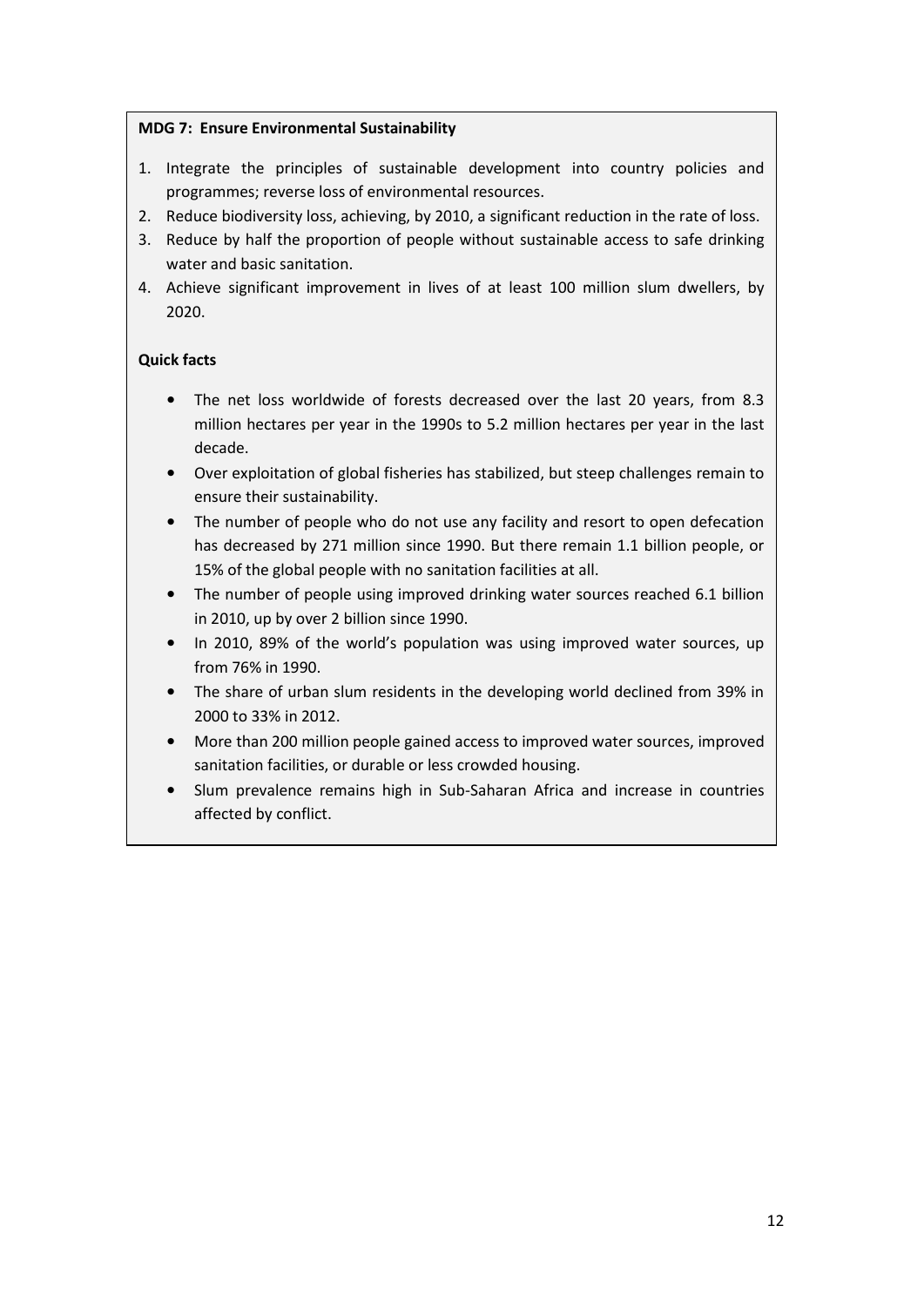**MDG 7: Ensure Environmental Sustainability**

1. Integrate the principles of sustainable development into country policies and programmes; reverse loss of environmental resources.
2. Reduce biodiversity loss, achieving, by 2010, a significant reduction in the rate of loss.
3. Reduce by half the proportion of people without sustainable access to safe drinking water and basic sanitation.
4. Achieve significant improvement in lives of at least 100 million slum dwellers, by 2020.

**Quick facts**

- The net loss worldwide of forests decreased over the last 20 years, from 8.3 million hectares per year in the 1990s to 5.2 million hectares per year in the last decade.
- Over exploitation of global fisheries has stabilized, but steep challenges remain to ensure their sustainability.
- The number of people who do not use any facility and resort to open defecation has decreased by 271 million since 1990. But there remain 1.1 billion people, or 15% of the global people with no sanitation facilities at all.
- The number of people using improved drinking water sources reached 6.1 billion in 2010, up by over 2 billion since 1990.
- In 2010, 89% of the world's population was using improved water sources, up from 76% in 1990.
- The share of urban slum residents in the developing world declined from 39% in 2000 to 33% in 2012.
- More than 200 million people gained access to improved water sources, improved sanitation facilities, or durable or less crowded housing.
- Slum prevalence remains high in Sub-Saharan Africa and increase in countries affected by conflict.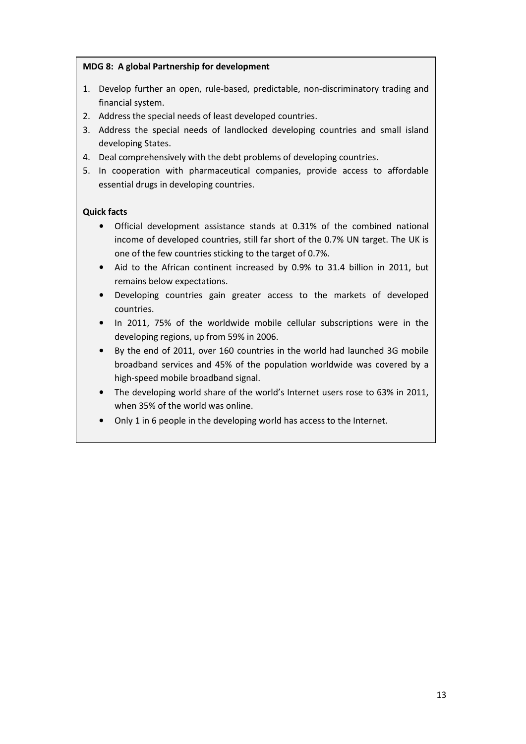**MDG 8: A global Partnership for development**

1. Develop further an open, rule-based, predictable, non-discriminatory trading and financial system.
2. Address the special needs of least developed countries.
3. Address the special needs of landlocked developing countries and small island developing States.
4. Deal comprehensively with the debt problems of developing countries.
5. In cooperation with pharmaceutical companies, provide access to affordable essential drugs in developing countries.

**Quick facts**

- Official development assistance stands at 0.31% of the combined national income of developed countries, still far short of the 0.7% UN target. The UK is one of the few countries sticking to the target of 0.7%.
- Aid to the African continent increased by 0.9% to 31.4 billion in 2011, but remains below expectations.
- Developing countries gain greater access to the markets of developed countries.
- In 2011, 75% of the worldwide mobile cellular subscriptions were in the developing regions, up from 59% in 2006.
- By the end of 2011, over 160 countries in the world had launched 3G mobile broadband services and 45% of the population worldwide was covered by a high-speed mobile broadband signal.
- The developing world share of the world's Internet users rose to 63% in 2011, when 35% of the world was online.
- Only 1 in 6 people in the developing world has access to the Internet.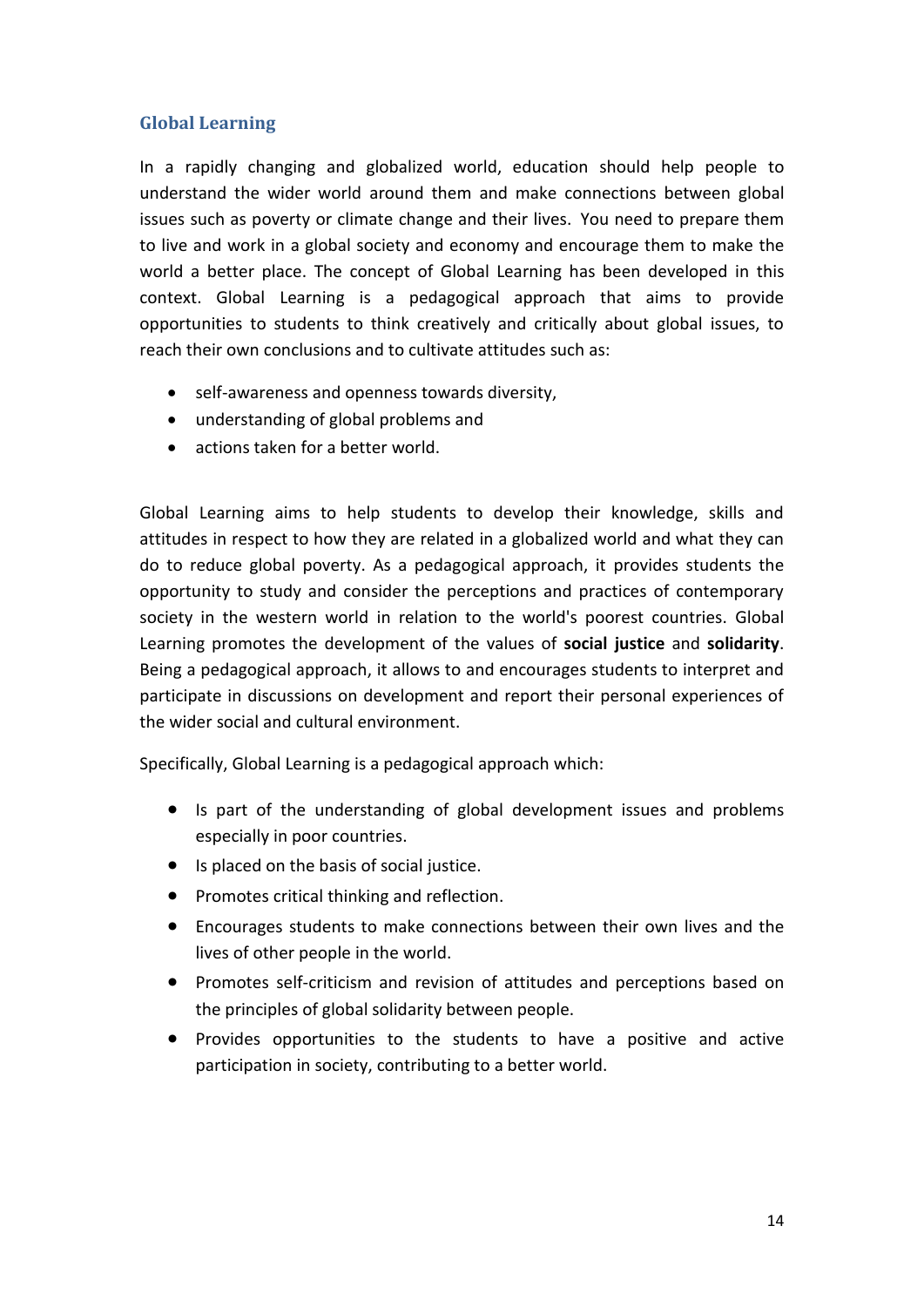## Global Learning

In a rapidly changing and globalized world, education should help people to understand the wider world around them and make connections between global issues such as poverty or climate change and their lives. You need to prepare them to live and work in a global society and economy and encourage them to make the world a better place. The concept of Global Learning has been developed in this context. Global Learning is a pedagogical approach that aims to provide opportunities to students to think creatively and critically about global issues, to reach their own conclusions and to cultivate attitudes such as:

- self-awareness and openness towards diversity,
- understanding of global problems and
- actions taken for a better world.

Global Learning aims to help students to develop their knowledge, skills and attitudes in respect to how they are related in a globalized world and what they can do to reduce global poverty. As a pedagogical approach, it provides students the opportunity to study and consider the perceptions and practices of contemporary society in the western world in relation to the world's poorest countries. Global Learning promotes the development of the values of **social justice** and **solidarity**. Being a pedagogical approach, it allows to and encourages students to interpret and participate in discussions on development and report their personal experiences of the wider social and cultural environment.

Specifically, Global Learning is a pedagogical approach which:

- Is part of the understanding of global development issues and problems especially in poor countries.
- Is placed on the basis of social justice.
- Promotes critical thinking and reflection.
- Encourages students to make connections between their own lives and the lives of other people in the world.
- Promotes self-criticism and revision of attitudes and perceptions based on the principles of global solidarity between people.
- Provides opportunities to the students to have a positive and active participation in society, contributing to a better world.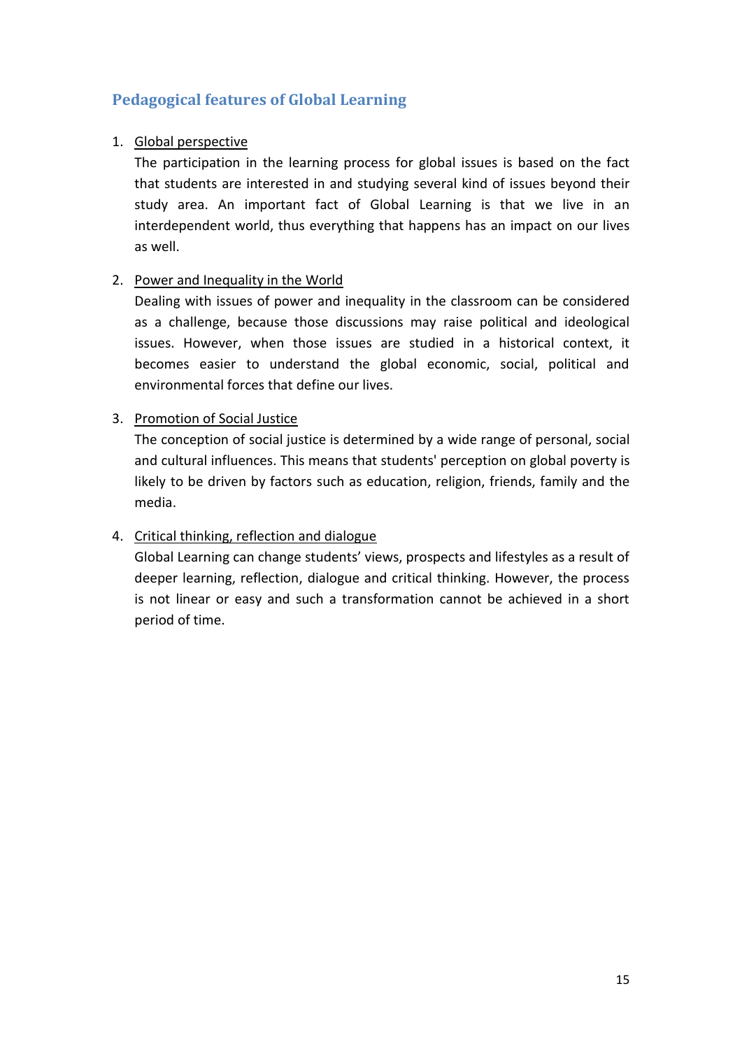## Pedagogical features of Global Learning

1. Global perspective

   The participation in the learning process for global issues is based on the fact that students are interested in and studying several kind of issues beyond their study area. An important fact of Global Learning is that we live in an interdependent world, thus everything that happens has an impact on our lives as well.

2. Power and Inequality in the World

   Dealing with issues of power and inequality in the classroom can be considered as a challenge, because those discussions may raise political and ideological issues. However, when those issues are studied in a historical context, it becomes easier to understand the global economic, social, political and environmental forces that define our lives.

3. Promotion of Social Justice

   The conception of social justice is determined by a wide range of personal, social and cultural influences. This means that students' perception on global poverty is likely to be driven by factors such as education, religion, friends, family and the media.

4. Critical thinking, reflection and dialogue

   Global Learning can change students' views, prospects and lifestyles as a result of deeper learning, reflection, dialogue and critical thinking. However, the process is not linear or easy and such a transformation cannot be achieved in a short period of time.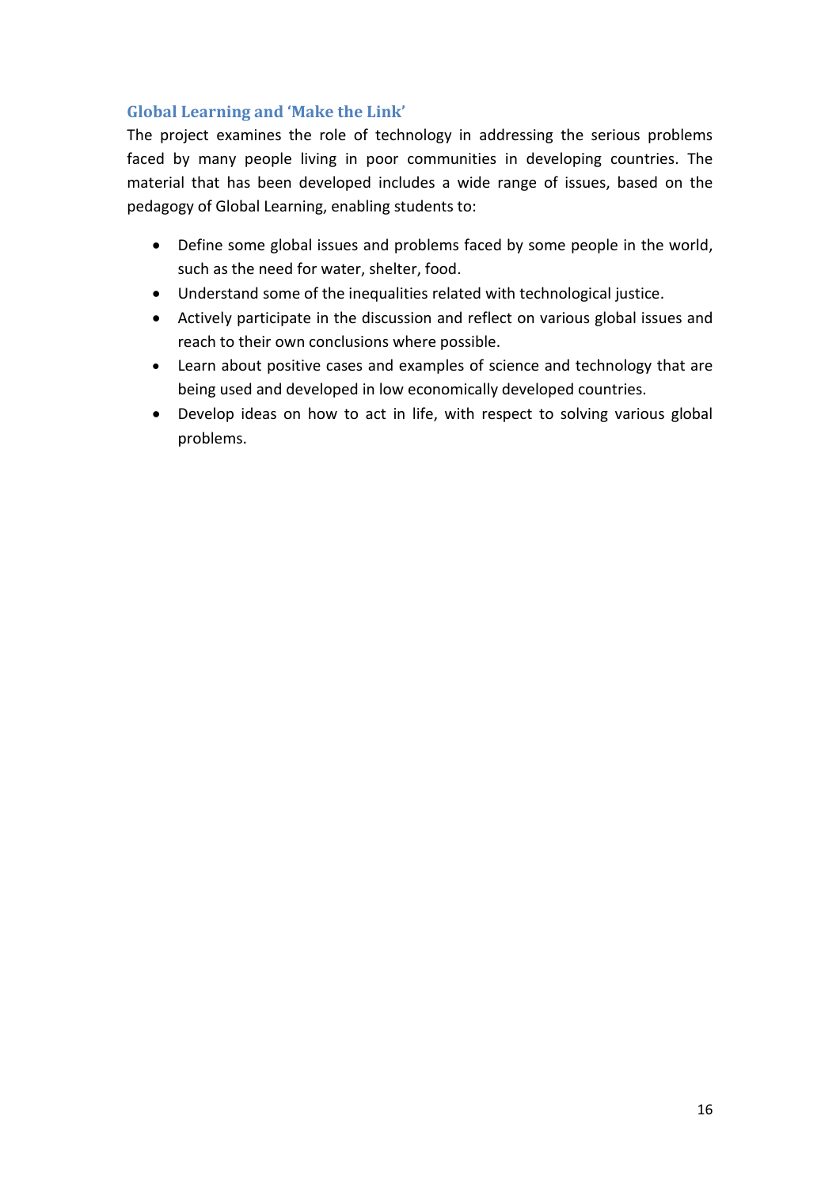### Global Learning and 'Make the Link'

The project examines the role of technology in addressing the serious problems faced by many people living in poor communities in developing countries. The material that has been developed includes a wide range of issues, based on the pedagogy of Global Learning, enabling students to:

- Define some global issues and problems faced by some people in the world, such as the need for water, shelter, food.
- Understand some of the inequalities related with technological justice.
- Actively participate in the discussion and reflect on various global issues and reach to their own conclusions where possible.
- Learn about positive cases and examples of science and technology that are being used and developed in low economically developed countries.
- Develop ideas on how to act in life, with respect to solving various global problems.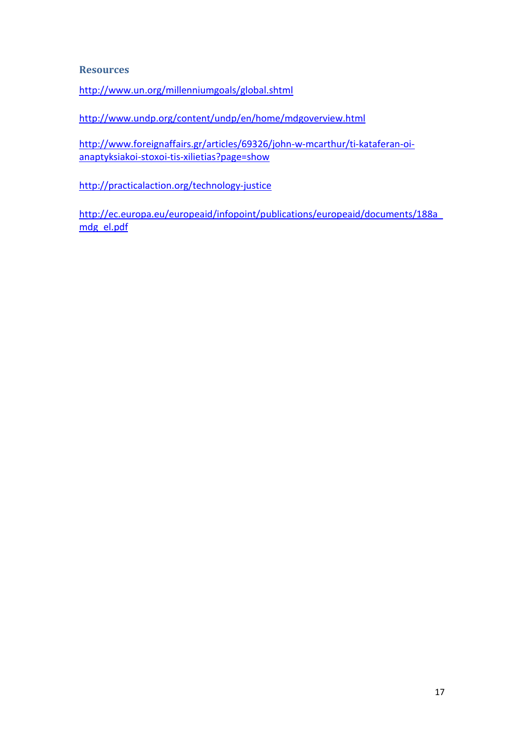## Resources

http://www.un.org/millenniumgoals/global.shtml

http://www.undp.org/content/undp/en/home/mdgoverview.html

http://www.foreignaffairs.gr/articles/69326/john-w-mcarthur/ti-kataferan-oi-anaptyksiakoi-stoxoi-tis-xilietias?page=show

http://practicalaction.org/technology-justice

http://ec.europa.eu/europeaid/infopoint/publications/europeaid/documents/188a_mdg_el.pdf